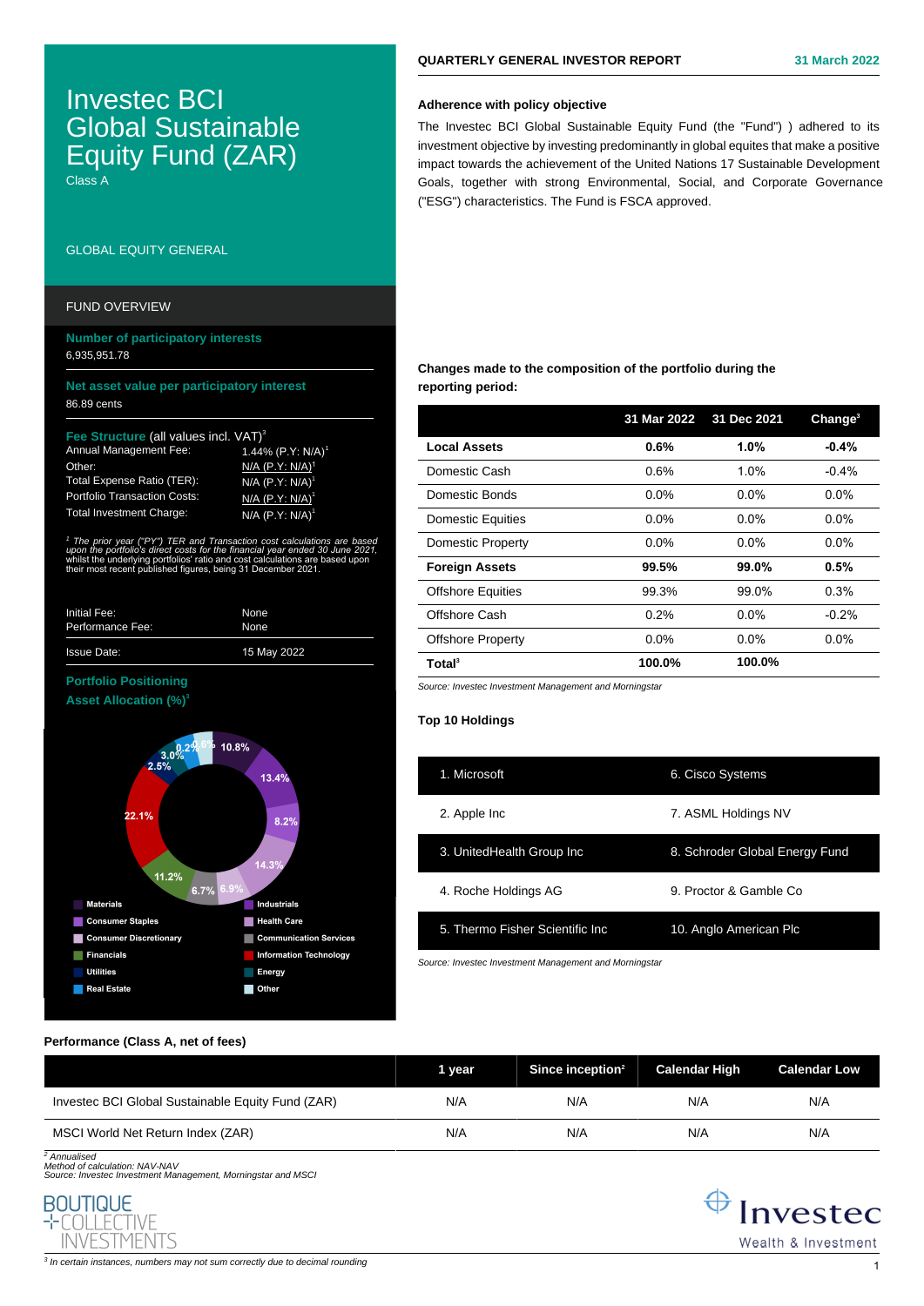# Investec BCI Global Sustainable Equity Fund (ZAR)

Class A

GLOBAL EQUITY GENERAL

## FUND OVERVIEW

**Number of participatory interests**

6,935,951.78

**Net asset value per participatory interest**

86.89 cents

**Fee Structure** (all values incl. VAT)[3]

| | |
|---|---|
| Annual Management Fee: | 1.44% (P.Y: N/A)[1] |
| Other: | N/A (P.Y: N/A)[1] |
| Total Expense Ratio (TER): | N/A (P.Y: N/A)[1] |
| Portfolio Transaction Costs: | N/A (P.Y: N/A)[1] |
| Total Investment Charge: | N/A (P.Y: N/A)[1] |

*[1] The prior year ("PY") TER and Transaction cost calculations are based upon the portfolio's direct costs for the financial year ended 30 June 2021, whilst the underlying portfolios' ratio and cost calculations are based upon their most recent published figures, being 31 December 2021.*

| | |
|---|---|
| Initial Fee: | None |
| Performance Fee: | None |
| Issue Date: | 15 May 2022 |

**Portfolio Positioning**

**Asset Allocation (%)**[3]

| Sector | % |
|---|---|
| Materials | 10.8% |
| Industrials | 13.4% |
| Consumer Staples | 8.2% |
| Health Care | 14.3% |
| Consumer Discretionary | 6.9% |
| Communication Services | 6.7% |
| Financials | 11.2% |
| Information Technology | 22.1% |
| Utilities | 2.5% |
| Energy | 3.0% |
| Real Estate | 0.2% |
| Other | 0.6% |

**QUARTERLY GENERAL INVESTOR REPORT** — **31 March 2022**

### Adherence with policy objective

The Investec BCI Global Sustainable Equity Fund (the "Fund") ) adhered to its investment objective by investing predominantly in global equites that make a positive impact towards the achievement of the United Nations 17 Sustainable Development Goals, together with strong Environmental, Social, and Corporate Governance ("ESG") characteristics. The Fund is FSCA approved.

### Changes made to the composition of the portfolio during the reporting period:

| | 31 Mar 2022 | 31 Dec 2021 | Change[3] |
|---|---|---|---|
| **Local Assets** | **0.6%** | **1.0%** | **-0.4%** |
| Domestic Cash | 0.6% | 1.0% | -0.4% |
| Domestic Bonds | 0.0% | 0.0% | 0.0% |
| Domestic Equities | 0.0% | 0.0% | 0.0% |
| Domestic Property | 0.0% | 0.0% | 0.0% |
| **Foreign Assets** | **99.5%** | **99.0%** | **0.5%** |
| Offshore Equities | 99.3% | 99.0% | 0.3% |
| Offshore Cash | 0.2% | 0.0% | -0.2% |
| Offshore Property | 0.0% | 0.0% | 0.0% |
| **Total**[3] | **100.0%** | **100.0%** | |

*Source: Investec Investment Management and Morningstar*

### Top 10 Holdings

| | |
|---|---|
| 1. Microsoft | 6. Cisco Systems |
| 2. Apple Inc | 7. ASML Holdings NV |
| 3. UnitedHealth Group Inc | 8. Schroder Global Energy Fund |
| 4. Roche Holdings AG | 9. Proctor & Gamble Co |
| 5. Thermo Fisher Scientific Inc | 10. Anglo American Plc |

*Source: Investec Investment Management and Morningstar*

### Performance (Class A, net of fees)

| | 1 year | Since inception[2] | Calendar High | Calendar Low |
|---|---|---|---|---|
| Investec BCI Global Sustainable Equity Fund (ZAR) | N/A | N/A | N/A | N/A |
| MSCI World Net Return Index (ZAR) | N/A | N/A | N/A | N/A |

*[2] Annualised*
*Method of calculation: NAV-NAV*
*Source: Investec Investment Management, Morningstar and MSCI*

BOUTIQUE COLLECTIVE INVESTMENTS

Investec Wealth & Investment

*[3] In certain instances, numbers may not sum correctly due to decimal rounding*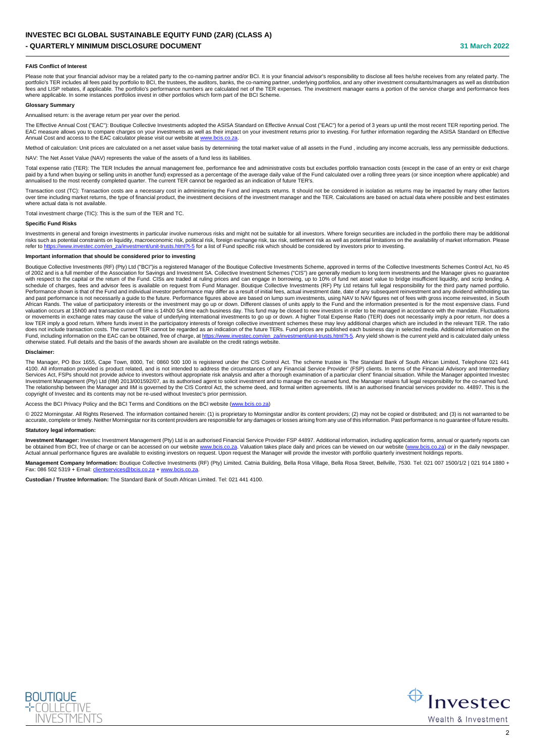**FAIS Conflict of Interest**

Please note that your financial advisor may be a related party to the co-naming partner and/or BCI. It is your financial advisor's responsibility to disclose all fees he/she receives from any related party. The portfolio's TER includes all fees paid by portfolio to BCI, the trustees, the auditors, banks, the co-naming partner, underlying portfolios, and any other investment consultants/managers as well as distribution fees and LISP rebates, if applicable. The portfolio's performance numbers are calculated net of the TER expenses. The investment manager earns a portion of the service charge and performance fees where applicable. In some instances portfolios invest in other portfolios which form part of the BCI Scheme.

**Glossary Summary**

Annualised return: is the average return per year over the period.

The Effective Annual Cost ("EAC"): Boutique Collective Investments adopted the ASISA Standard on Effective Annual Cost ("EAC") for a period of 3 years up until the most recent TER reporting period. The EAC measure allows you to compare charges on your investments as well as their impact on your investment returns prior to investing. For further information regarding the ASISA Standard on Effective Annual Cost and access to the EAC calculator please visit our website at www.bcis.co.za.

Method of calculation: Unit prices are calculated on a net asset value basis by determining the total market value of all assets in the Fund , including any income accruals, less any permissible deductions.

NAV: The Net Asset Value (NAV) represents the value of the assets of a fund less its liabilities.

Total expense ratio (TER): The TER Includes the annual management fee, performance fee and administrative costs but excludes portfolio transaction costs (except in the case of an entry or exit charge paid by a fund when buying or selling units in another fund) expressed as a percentage of the average daily value of the Fund calculated over a rolling three years (or since inception where applicable) and annualised to the most recently completed quarter. The current TER cannot be regarded as an indication of future TER's.

Transaction cost (TC): Transaction costs are a necessary cost in administering the Fund and impacts returns. It should not be considered in isolation as returns may be impacted by many other factors over time including market returns, the type of financial product, the investment decisions of the investment manager and the TER. Calculations are based on actual data where possible and best estimates where actual data is not available.

Total investment charge (TIC): This is the sum of the TER and TC.

**Specific Fund Risks**

Investments in general and foreign investments in particular involve numerous risks and might not be suitable for all investors. Where foreign securities are included in the portfolio there may be additional risks such as potential constraints on liquidity, macroeconomic risk, political risk, foreign exchange risk, tax risk, settlement risk as well as potential limitations on the availability of market information. Please refer to https://www.investec.com/en_za/investment/unit-trusts.html?t-5 for a list of Fund specific risk which should be considered by investors prior to investing.

**Important information that should be considered prior to investing**

Boutique Collective Investments (RF) (Pty) Ltd ("BCI")is a registered Manager of the Boutique Collective Investments Scheme, approved in terms of the Collective Investments Schemes Control Act, No 45 of 2002 and is a full member of the Association for Savings and Investment SA. Collective Investment Schemes ("CIS") are generally medium to long term investments and the Manager gives no guarantee with respect to the capital or the return of the Fund. CISs are traded at ruling prices and can engage in borrowing, up to 10% of fund net asset value to bridge insufficient liquidity, and scrip lending. A schedule of charges, fees and advisor fees is available on request from Fund Manager. Boutique Collective Investments (RF) Pty Ltd retains full legal responsibility for the third party named portfolio. Performance shown is that of the Fund and individual investor performance may differ as a result of initial fees, actual investment date, date of any subsequent reinvestment and any dividend withholding tax and past performance is not necessarily a guide to the future. Performance figures above are based on lump sum investments, using NAV to NAV figures net of fees with gross income reinvested, in South African Rands. The value of participatory interests or the investment may go up or down. Different classes of units apply to the Fund and the information presented is for the most expensive class. Fund valuation occurs at 15h00 and transaction cut-off time is 14h00 SA time each business day. This fund may be closed to new investors in order to be managed in accordance with the mandate. Fluctuations or movements in exchange rates may cause the value of underlying international investments to go up or down. A higher Total Expense Ratio (TER) does not necessarily imply a poor return, nor does a low TER imply a good return. Where funds invest in the participatory interests of foreign collective investment schemes these may levy additional charges which are included in the relevant TER. The ratio does not include transaction costs. The current TER cannot be regarded as an indication of the future TERs. Fund prices are published each business day in selected media. Additional information on the Fund, including information on the EAC can be obtained, free of charge, at https://www.investec.com/en_za/investment/unit-trusts.html?t-5. Any yield shown is the current yield and is calculated daily unless otherwise stated. Full details and the basis of the awards shown are available on the credit ratings website.

**Disclaimer:**

The Manager, PO Box 1655, Cape Town, 8000, Tel: 0860 500 100 is registered under the CIS Control Act. The scheme trustee is The Standard Bank of South African Limited, Telephone 021 441 4100. All information provided is product related, and is not intended to address the circumstances of any Financial Service Provider' (FSP) clients. In terms of the Financial Advisory and Intermediary Services Act, FSPs should not provide advice to investors without appropriate risk analysis and after a thorough examination of a particular client' financial situation. While the Manager appointed Investec Investment Management (Pty) Ltd (IIM) 2013/001592/07, as its authorised agent to solicit investment and to manage the co-named fund, the Manager retains full legal responsibility for the co-named fund. The relationship between the Manager and IIM is governed by the CIS Control Act, the scheme deed, and formal written agreements. IIM is an authorised financial services provider no. 44897. This is the copyright of Investec and its contents may not be re-used without Investec's prior permission.

Access the BCI Privacy Policy and the BCI Terms and Conditions on the BCI website (www.bcis.co.za)

© 2022 Morningstar. All Rights Reserved. The information contained herein: (1) is proprietary to Morningstar and/or its content providers; (2) may not be copied or distributed; and (3) is not warranted to be accurate, complete or timely. Neither Morningstar nor its content providers are responsible for any damages or losses arising from any use of this information. Past performance is no guarantee of future results.

**Statutory legal information:**

**Investment Manager:** Investec Investment Management (Pty) Ltd is an authorised Financial Service Provider FSP 44897. Additional information, including application forms, annual or quarterly reports can be obtained from BCI, free of charge or can be accessed on our website www.bcis.co.za. Valuation takes place daily and prices can be viewed on our website (www.bcis.co.za) or in the daily newspaper. Actual annual performance figures are available to existing investors on request. Upon request the Manager will provide the investor with portfolio quarterly investment holdings reports.

**Management Company Information:** Boutique Collective Investments (RF) (Pty) Limited. Catnia Building, Bella Rosa Village, Bella Rosa Street, Bellville, 7530. Tel: 021 007 1500/1/2 | 021 914 1880 + Fax: 086 502 5319 + Email: clientservices@bcis.co.za + www.bcis.co.za.

**Custodian / Trustee Information:** The Standard Bank of South African Limited. Tel: 021 441 4100.